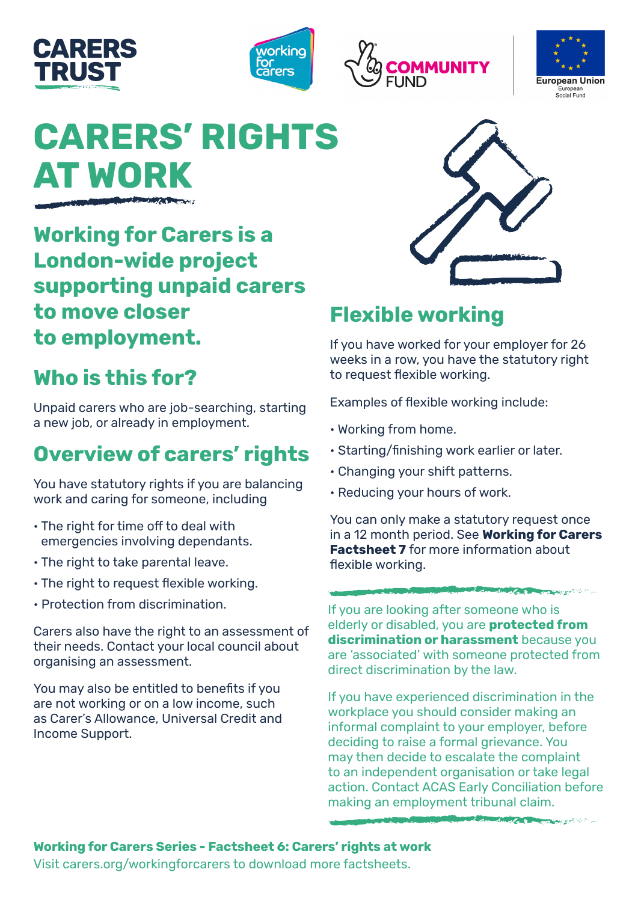# CARERS' RIGHTS AT WORK

**Working for Carers is a London-wide project supporting unpaid carers to move closer to employment.**

## Who is this for?

Unpaid carers who are job-searching, starting a new job, or already in employment.

## Overview of carers' rights

You have statutory rights if you are balancing work and caring for someone, including

- The right for time off to deal with emergencies involving dependants.
- The right to take parental leave.
- The right to request flexible working.
- Protection from discrimination.

Carers also have the right to an assessment of their needs. Contact your local council about organising an assessment.

You may also be entitled to benefits if you are not working or on a low income, such as Carer's Allowance, Universal Credit and Income Support.

## Flexible working

If you have worked for your employer for 26 weeks in a row, you have the statutory right to request flexible working.

Examples of flexible working include:

- Working from home.
- Starting/finishing work earlier or later.
- Changing your shift patterns.
- Reducing your hours of work.

You can only make a statutory request once in a 12 month period. See **Working for Carers Factsheet 7** for more information about flexible working.

If you are looking after someone who is elderly or disabled, you are **protected from discrimination or harassment** because you are 'associated' with someone protected from direct discrimination by the law.

If you have experienced discrimination in the workplace you should consider making an informal complaint to your employer, before deciding to raise a formal grievance. You may then decide to escalate the complaint to an independent organisation or take legal action. Contact ACAS Early Conciliation before making an employment tribunal claim.

**Working for Carers Series - Factsheet 6: Carers' rights at work**
Visit carers.org/workingforcarers to download more factsheets.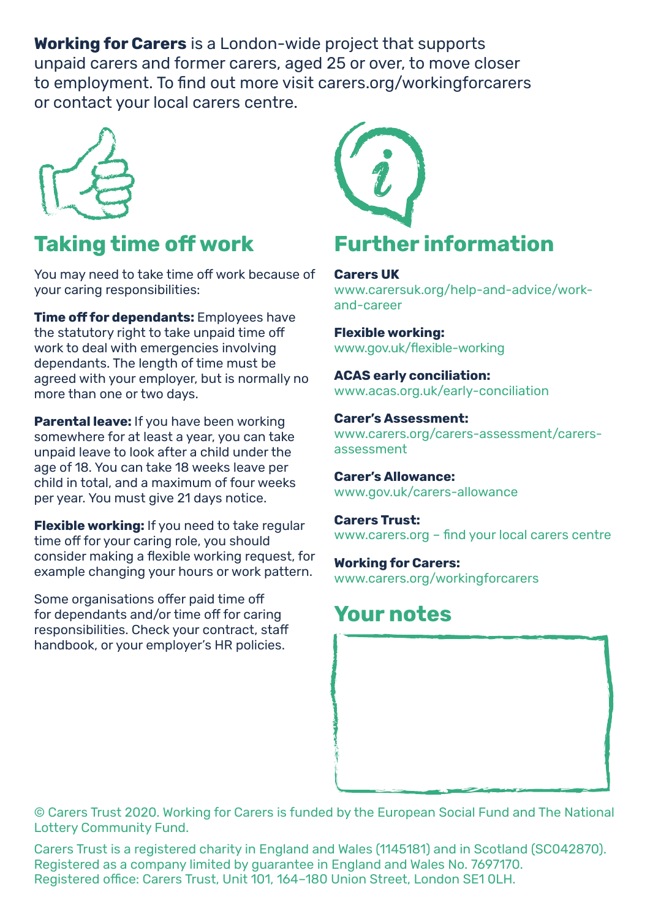**Working for Carers** is a London-wide project that supports unpaid carers and former carers, aged 25 or over, to move closer to employment. To find out more visit carers.org/workingforcarers or contact your local carers centre.

## Taking time off work

You may need to take time off work because of your caring responsibilities:

**Time off for dependants:** Employees have the statutory right to take unpaid time off work to deal with emergencies involving dependants. The length of time must be agreed with your employer, but is normally no more than one or two days.

**Parental leave:** If you have been working somewhere for at least a year, you can take unpaid leave to look after a child under the age of 18. You can take 18 weeks leave per child in total, and a maximum of four weeks per year. You must give 21 days notice.

**Flexible working:** If you need to take regular time off for your caring role, you should consider making a flexible working request, for example changing your hours or work pattern.

Some organisations offer paid time off for dependants and/or time off for caring responsibilities. Check your contract, staff handbook, or your employer's HR policies.

## Further information

**Carers UK**
www.carersuk.org/help-and-advice/work-and-career

**Flexible working:**
www.gov.uk/flexible-working

**ACAS early conciliation:**
www.acas.org.uk/early-conciliation

**Carer's Assessment:**
www.carers.org/carers-assessment/carers-assessment

**Carer's Allowance:**
www.gov.uk/carers-allowance

**Carers Trust:**
www.carers.org – find your local carers centre

**Working for Carers:**
www.carers.org/workingforcarers

## Your notes

© Carers Trust 2020. Working for Carers is funded by the European Social Fund and The National Lottery Community Fund.

Carers Trust is a registered charity in England and Wales (1145181) and in Scotland (SC042870). Registered as a company limited by guarantee in England and Wales No. 7697170. Registered office: Carers Trust, Unit 101, 164–180 Union Street, London SE1 0LH.